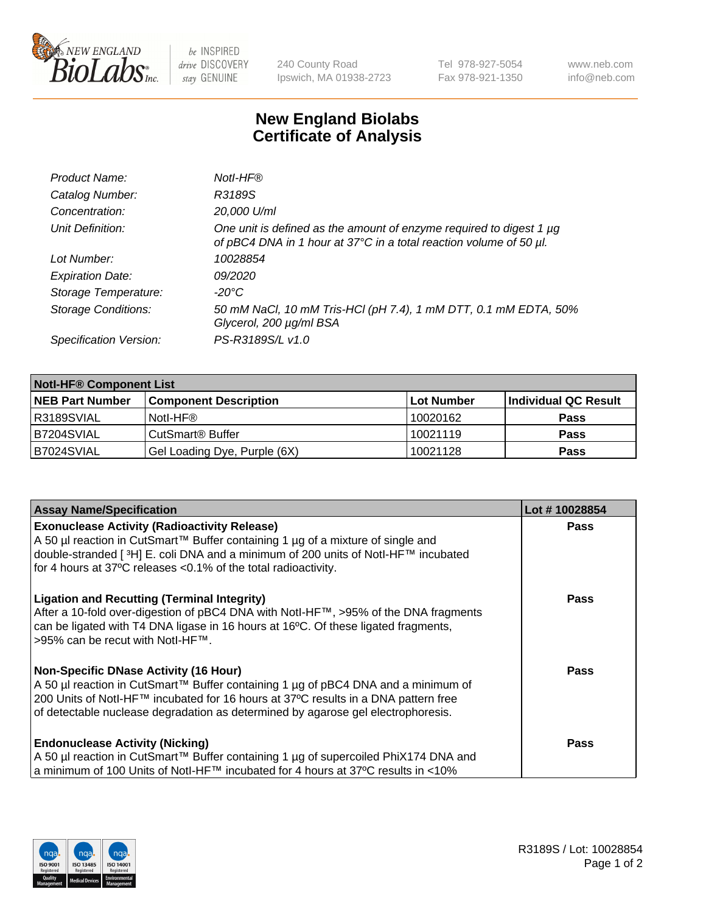New England BioLabs Inc. — be INSPIRED drive DISCOVERY stay GENUINE

240 County Road
Ipswich, MA 01938-2723

Tel 978-927-5054
Fax 978-921-1350

www.neb.com
info@neb.com

# New England Biolabs Certificate of Analysis

| | |
|---|---|
| *Product Name:* | *NotI-HF®* |
| *Catalog Number:* | *R3189S* |
| *Concentration:* | *20,000 U/ml* |
| *Unit Definition:* | *One unit is defined as the amount of enzyme required to digest 1 µg of pBC4 DNA in 1 hour at 37°C in a total reaction volume of 50 µl.* |
| *Lot Number:* | *10028854* |
| *Expiration Date:* | *09/2020* |
| *Storage Temperature:* | *-20°C* |
| *Storage Conditions:* | *50 mM NaCl, 10 mM Tris-HCl (pH 7.4), 1 mM DTT, 0.1 mM EDTA, 50% Glycerol, 200 µg/ml BSA* |
| *Specification Version:* | *PS-R3189S/L v1.0* |

| **NotI-HF® Component List** | | | |
|---|---|---|---|
| **NEB Part Number** | **Component Description** | **Lot Number** | **Individual QC Result** |
| R3189SVIAL | NotI-HF® | 10020162 | **Pass** |
| B7204SVIAL | CutSmart® Buffer | 10021119 | **Pass** |
| B7024SVIAL | Gel Loading Dye, Purple (6X) | 10021128 | **Pass** |

| **Assay Name/Specification** | **Lot # 10028854** |
|---|---|
| **Exonuclease Activity (Radioactivity Release)**<br>A 50 µl reaction in CutSmart™ Buffer containing 1 µg of a mixture of single and double-stranded [ ³H] E. coli DNA and a minimum of 200 units of NotI-HF™ incubated for 4 hours at 37ºC releases <0.1% of the total radioactivity. | **Pass** |
| **Ligation and Recutting (Terminal Integrity)**<br>After a 10-fold over-digestion of pBC4 DNA with NotI-HF™, >95% of the DNA fragments can be ligated with T4 DNA ligase in 16 hours at 16ºC. Of these ligated fragments, >95% can be recut with NotI-HF™. | **Pass** |
| **Non-Specific DNase Activity (16 Hour)**<br>A 50 µl reaction in CutSmart™ Buffer containing 1 µg of pBC4 DNA and a minimum of 200 Units of NotI-HF™ incubated for 16 hours at 37ºC results in a DNA pattern free of detectable nuclease degradation as determined by agarose gel electrophoresis. | **Pass** |
| **Endonuclease Activity (Nicking)**<br>A 50 µl reaction in CutSmart™ Buffer containing 1 µg of supercoiled PhiX174 DNA and a minimum of 100 Units of NotI-HF™ incubated for 4 hours at 37ºC results in <10% | **Pass** |

R3189S / Lot: 10028854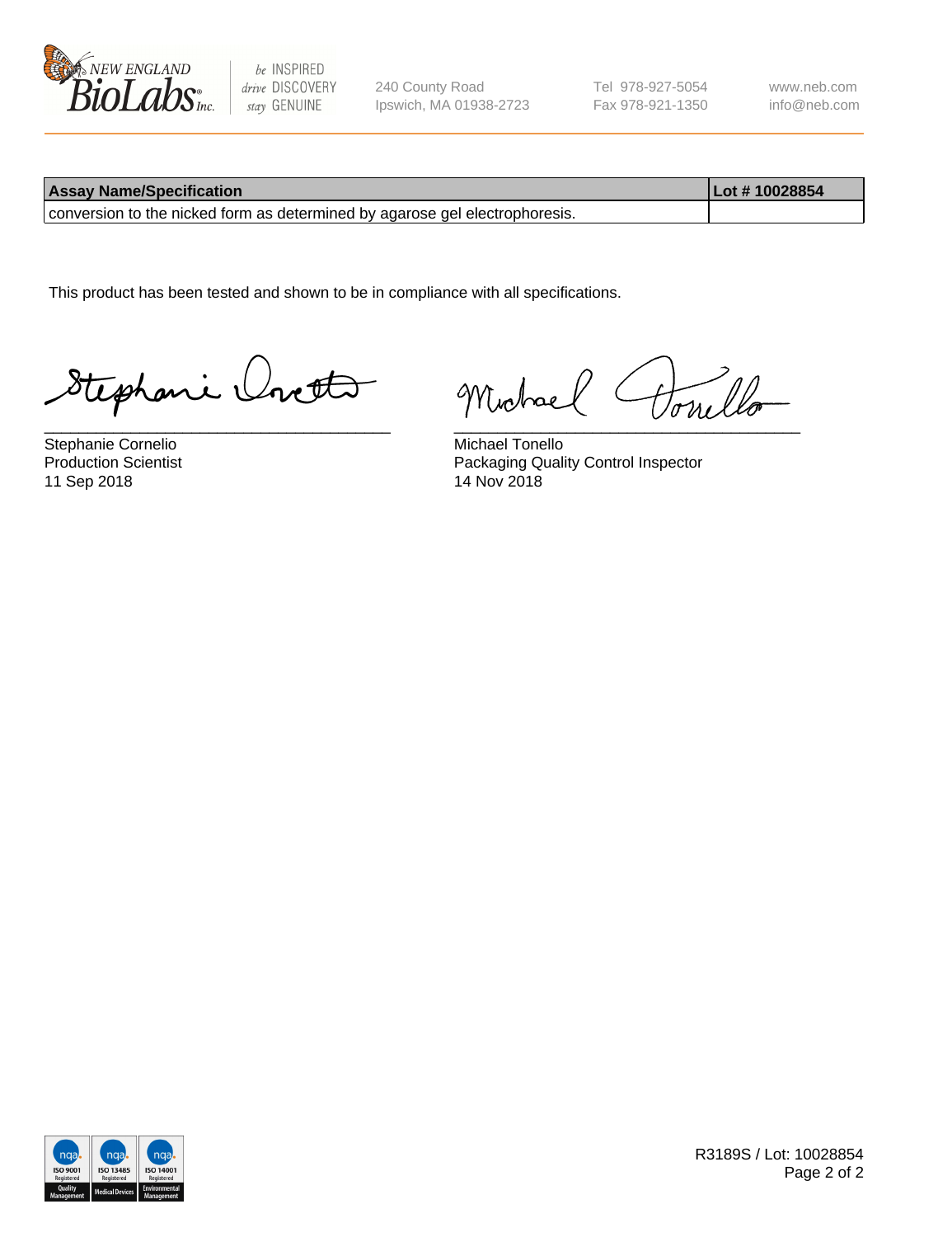| Assay Name/Specification | Lot # 10028854 |
| --- | --- |
| conversion to the nicked form as determined by agarose gel electrophoresis. | |

This product has been tested and shown to be in compliance with all specifications.

Stephanie Cornelio
Production Scientist
11 Sep 2018

Michael Tonello
Packaging Quality Control Inspector
14 Nov 2018

R3189S / Lot: 10028854